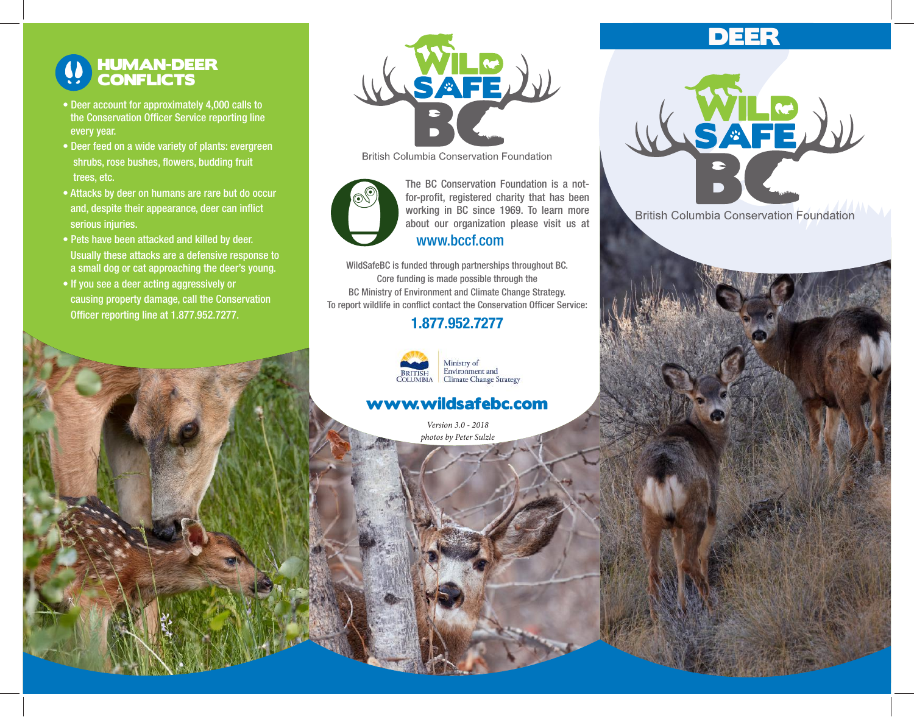## HUMAN-DEER CONFLICTS

- Deer account for approximately 4,000 calls to the Conservation Officer Service reporting line every year.
- Deer feed on a wide variety of plants: evergreen shrubs, rose bushes, flowers, budding fruit trees, etc.
- Attacks by deer on humans are rare but do occur and, despite their appearance, deer can inflict serious injuries.
- Pets have been attacked and killed by deer. Usually these attacks are a defensive response to a small dog or cat approaching the deer's young.
- If you see a deer acting aggressively or causing property damage, call the Conservation Officer reporting line at 1.877.952.7277.

WILD SAFE BC

British Columbia Conservation Foundation

The BC Conservation Foundation is a not-for-profit, registered charity that has been working in BC since 1969. To learn more about our organization please visit us at

www.bccf.com

WildSafeBC is funded through partnerships throughout BC. Core funding is made possible through the BC Ministry of Environment and Climate Change Strategy. To report wildlife in conflict contact the Conservation Officer Service:

**1.877.952.7277**

British Columbia — Ministry of Environment and Climate Change Strategy

**www.wildsafebc.com**

*Version 3.0 - 2018*

*photos by Peter Sulzle*

# DEER

WILD SAFE BC

British Columbia Conservation Foundation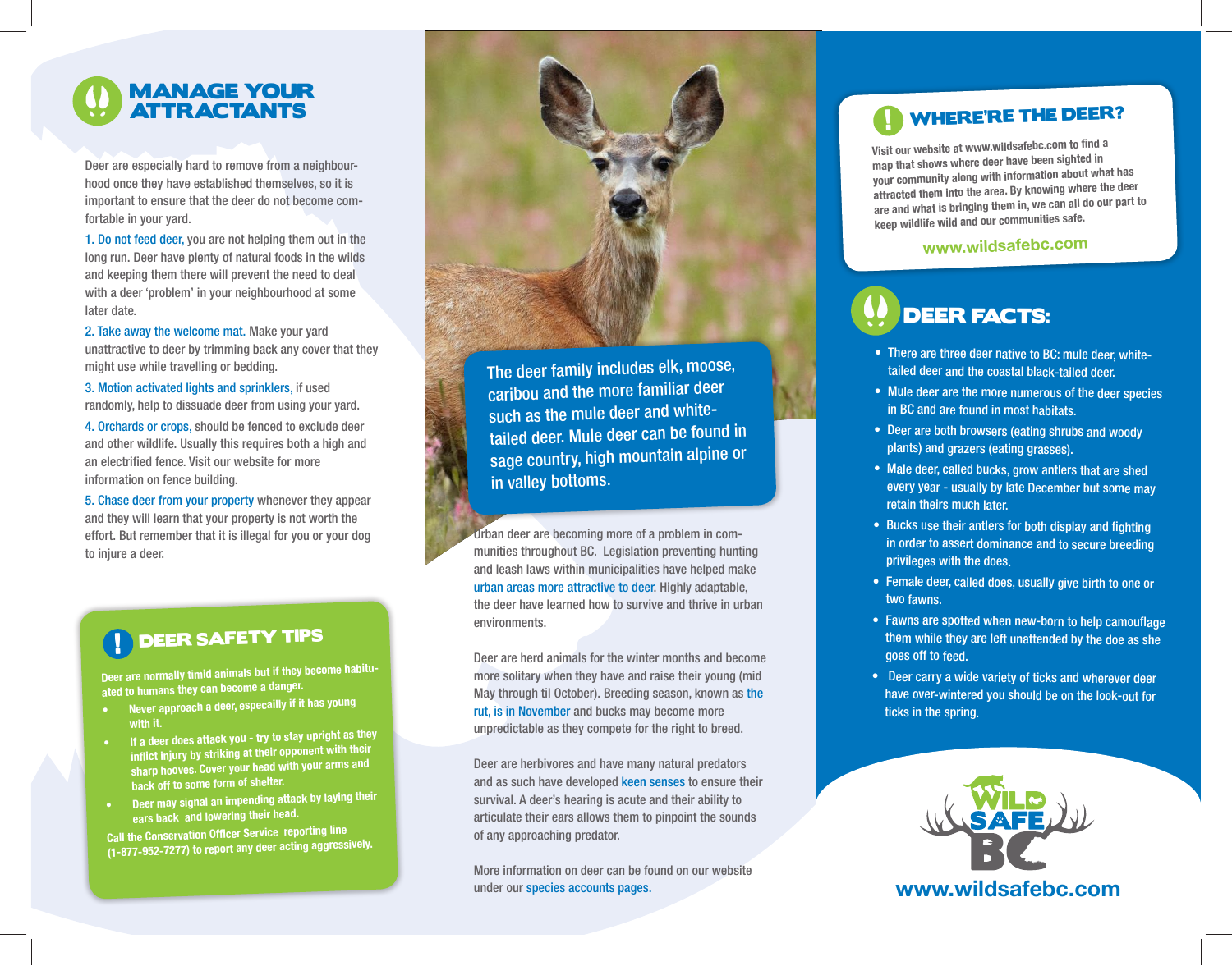## MANAGE YOUR ATTRACTANTS

Deer are especially hard to remove from a neighbourhood once they have established themselves, so it is important to ensure that the deer do not become comfortable in your yard.

1. Do not feed deer, you are not helping them out in the long run. Deer have plenty of natural foods in the wilds and keeping them there will prevent the need to deal with a deer 'problem' in your neighbourhood at some later date.

2. Take away the welcome mat. Make your yard unattractive to deer by trimming back any cover that they might use while travelling or bedding.

3. Motion activated lights and sprinklers, if used randomly, help to dissuade deer from using your yard.

4. Orchards or crops, should be fenced to exclude deer and other wildlife. Usually this requires both a high and an electrified fence. Visit our website for more information on fence building.

5. Chase deer from your property whenever they appear and they will learn that your property is not worth the effort. But remember that it is illegal for you or your dog to injure a deer.

## DEER SAFETY TIPS

Deer are normally timid animals but if they become habituated to humans they can become a danger.

- Never approach a deer, especially if it has young with it.
- If a deer does attack you - try to stay upright as they inflict injury by striking at their opponent with their sharp hooves. Cover your head with your arms and back off to some form of shelter.
- Deer may signal an impending attack by laying their ears back and lowering their head.

Call the Conservation Officer Service reporting line (1-877-952-7277) to report any deer acting aggressively.

The deer family includes elk, moose, caribou and the more familiar deer such as the mule deer and white-tailed deer. Mule deer can be found in sage country, high mountain alpine or in valley bottoms.

Urban deer are becoming more of a problem in communities throughout BC. Legislation preventing hunting and leash laws within municipalities have helped make urban areas more attractive to deer. Highly adaptable, the deer have learned how to survive and thrive in urban environments.

Deer are herd animals for the winter months and become more solitary when they have and raise their young (mid May through til October). Breeding season, known as the rut, is in November and bucks may become more unpredictable as they compete for the right to breed.

Deer are herbivores and have many natural predators and as such have developed keen senses to ensure their survival. A deer's hearing is acute and their ability to articulate their ears allows them to pinpoint the sounds of any approaching predator.

More information on deer can be found on our website under our species accounts pages.

## WHERE'RE THE DEER?

Visit our website at www.wildsafebc.com to find a map that shows where deer have been sighted in your community along with information about what has attracted them into the area. By knowing where the deer are and what is bringing them in, we can all do our part to keep wildlife wild and our communities safe.

www.wildsafebc.com

## DEER FACTS:

- There are three deer native to BC: mule deer, white-tailed deer and the coastal black-tailed deer.
- Mule deer are the more numerous of the deer species in BC and are found in most habitats.
- Deer are both browsers (eating shrubs and woody plants) and grazers (eating grasses).
- Male deer, called bucks, grow antlers that are shed every year - usually by late December but some may retain theirs much later.
- Bucks use their antlers for both display and fighting in order to assert dominance and to secure breeding privileges with the does.
- Female deer, called does, usually give birth to one or two fawns.
- Fawns are spotted when new-born to help camouflage them while they are left unattended by the doe as she goes off to feed.
- Deer carry a wide variety of ticks and wherever deer have over-wintered you should be on the look-out for ticks in the spring.

WILD SAFE BC

www.wildsafebc.com